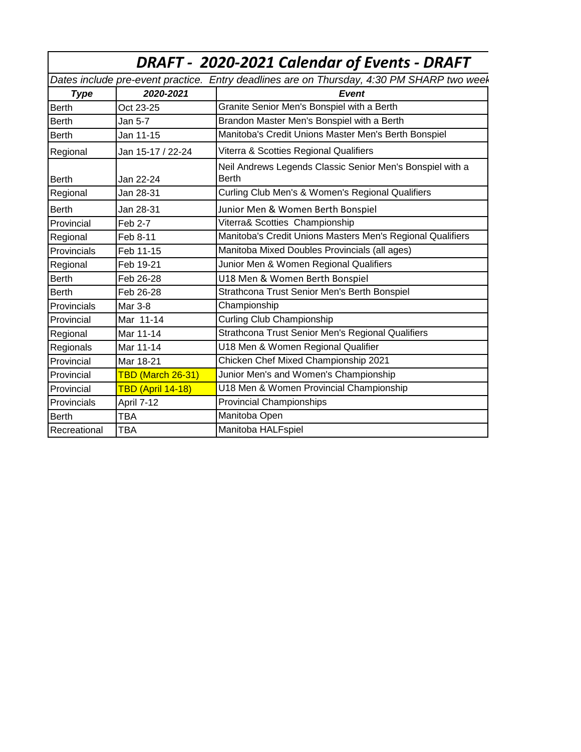# *DRAFT - 2020-2021 Calendar of Events - DRAFT*

*Dates include pre-event practice. Entry deadlines are on Thursday, 4:30 PM SHARP two week*

| ***Type*** | ***2020-2021*** | ***Event*** |
|---|---|---|
| Berth | Oct 23-25 | Granite Senior Men's Bonspiel with a Berth |
| Berth | Jan 5-7 | Brandon Master Men's Bonspiel with a Berth |
| Berth | Jan 11-15 | Manitoba's Credit Unions Master Men's Berth Bonspiel |
| Regional | Jan 15-17 / 22-24 | Viterra & Scotties Regional Qualifiers |
| Berth | Jan 22-24 | Neil Andrews Legends Classic Senior Men's Bonspiel with a Berth |
| Regional | Jan 28-31 | Curling Club Men's & Women's Regional Qualifiers |
| Berth | Jan 28-31 | Junior Men & Women Berth Bonspiel |
| Provincial | Feb 2-7 | Viterra& Scotties Championship |
| Regional | Feb 8-11 | Manitoba's Credit Unions Masters Men's Regional Qualifiers |
| Provincials | Feb 11-15 | Manitoba Mixed Doubles Provincials (all ages) |
| Regional | Feb 19-21 | Junior Men & Women Regional Qualifiers |
| Berth | Feb 26-28 | U18 Men & Women Berth Bonspiel |
| Berth | Feb 26-28 | Strathcona Trust Senior Men's Berth Bonspiel |
| Provincials | Mar 3-8 | Championship |
| Provincial | Mar 11-14 | Curling Club Championship |
| Regional | Mar 11-14 | Strathcona Trust Senior Men's Regional Qualifiers |
| Regionals | Mar 11-14 | U18 Men & Women Regional Qualifier |
| Provincial | Mar 18-21 | Chicken Chef Mixed Championship 2021 |
| Provincial | TBD (March 26-31) | Junior Men's and Women's Championship |
| Provincial | TBD (April 14-18) | U18 Men & Women Provincial Championship |
| Provincials | April 7-12 | Provincial Championships |
| Berth | TBA | Manitoba Open |
| Recreational | TBA | Manitoba HALFspiel |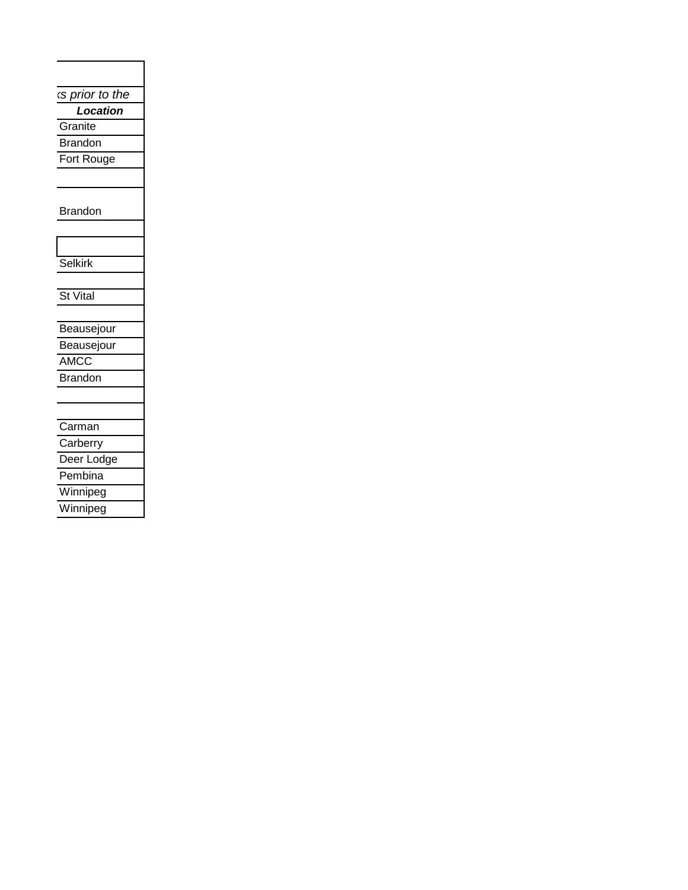| |
|---|
| |
| *ks prior to the* |
| ***Location*** |
| Granite |
| Brandon |
| Fort Rouge |
| |
| Brandon |
| |
| |
| Selkirk |
| |
| St Vital |
| |
| Beausejour |
| Beausejour |
| AMCC |
| Brandon |
| |
| |
| Carman |
| Carberry |
| Deer Lodge |
| Pembina |
| Winnipeg |
| Winnipeg |